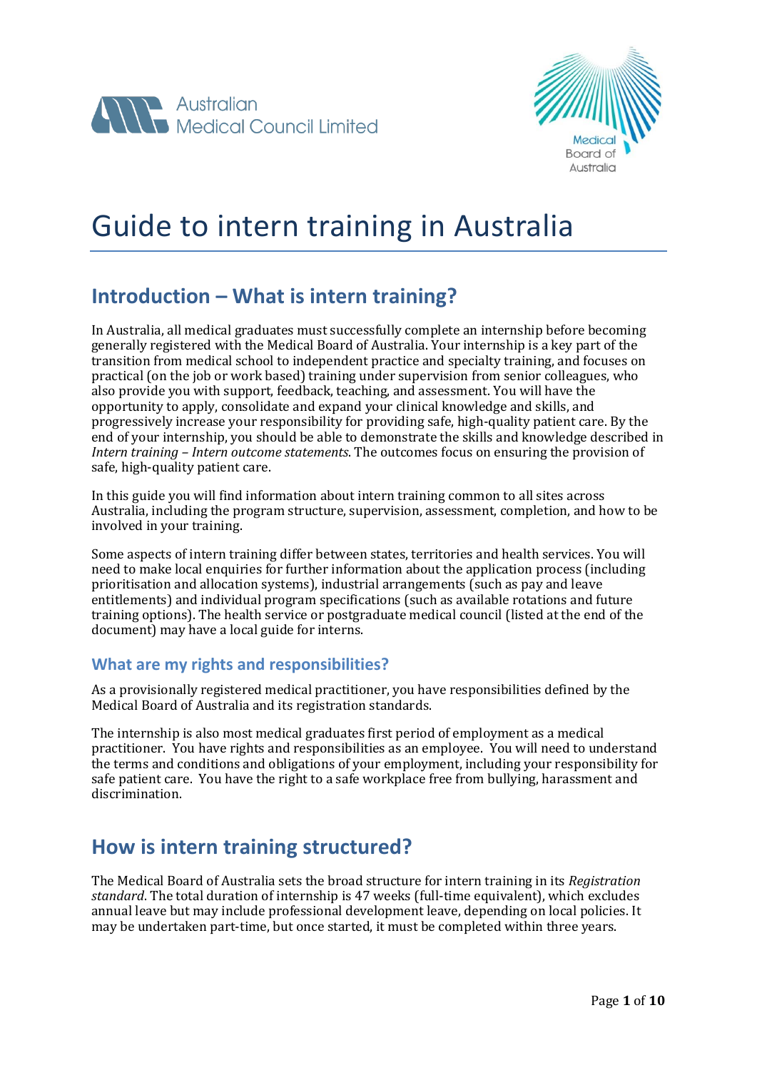Australian Medical Council Limited

Medical Board of Australia

# Guide to intern training in Australia

## Introduction – What is intern training?

In Australia, all medical graduates must successfully complete an internship before becoming generally registered with the Medical Board of Australia. Your internship is a key part of the transition from medical school to independent practice and specialty training, and focuses on practical (on the job or work based) training under supervision from senior colleagues, who also provide you with support, feedback, teaching, and assessment. You will have the opportunity to apply, consolidate and expand your clinical knowledge and skills, and progressively increase your responsibility for providing safe, high-quality patient care. By the end of your internship, you should be able to demonstrate the skills and knowledge described in *Intern training – Intern outcome statements*. The outcomes focus on ensuring the provision of safe, high-quality patient care.

In this guide you will find information about intern training common to all sites across Australia, including the program structure, supervision, assessment, completion, and how to be involved in your training.

Some aspects of intern training differ between states, territories and health services. You will need to make local enquiries for further information about the application process (including prioritisation and allocation systems), industrial arrangements (such as pay and leave entitlements) and individual program specifications (such as available rotations and future training options). The health service or postgraduate medical council (listed at the end of the document) may have a local guide for interns.

### What are my rights and responsibilities?

As a provisionally registered medical practitioner, you have responsibilities defined by the Medical Board of Australia and its registration standards.

The internship is also most medical graduates first period of employment as a medical practitioner. You have rights and responsibilities as an employee. You will need to understand the terms and conditions and obligations of your employment, including your responsibility for safe patient care. You have the right to a safe workplace free from bullying, harassment and discrimination.

## How is intern training structured?

The Medical Board of Australia sets the broad structure for intern training in its *Registration standard*. The total duration of internship is 47 weeks (full-time equivalent), which excludes annual leave but may include professional development leave, depending on local policies. It may be undertaken part-time, but once started, it must be completed within three years.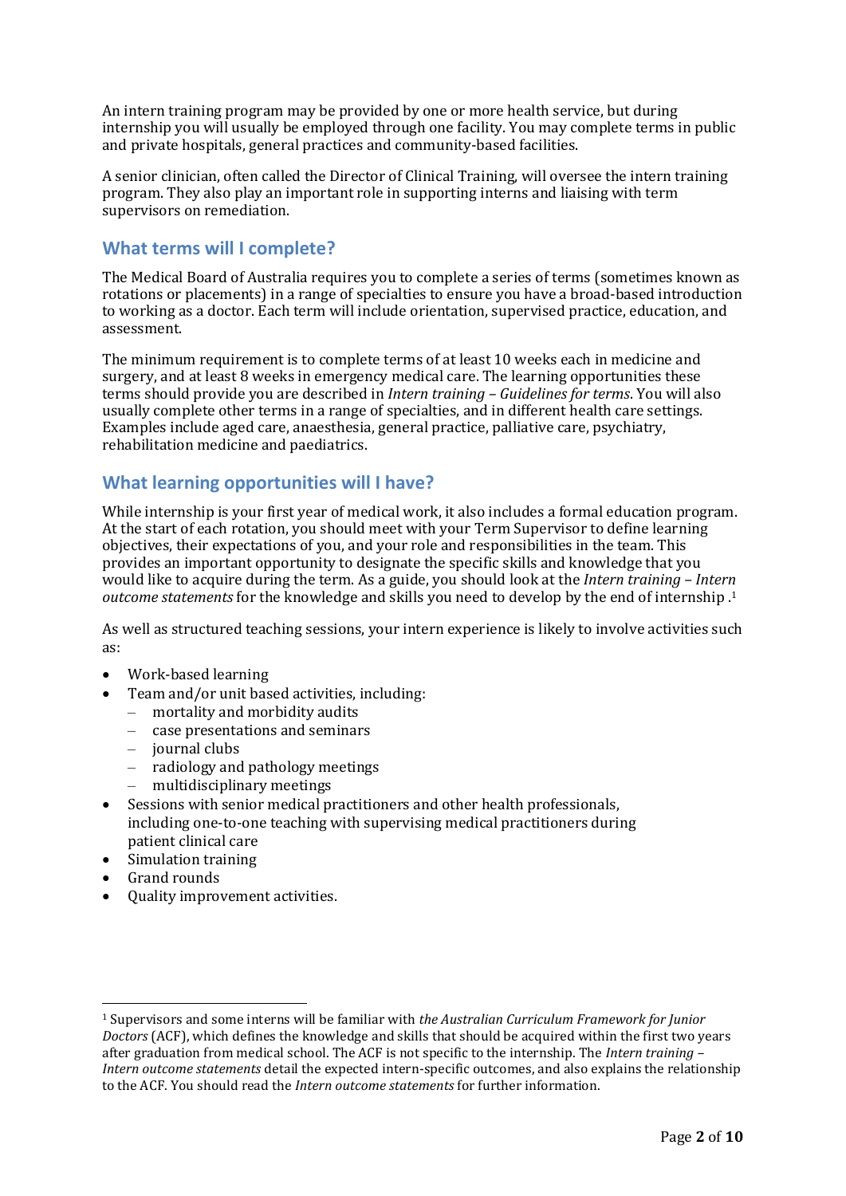An intern training program may be provided by one or more health service, but during internship you will usually be employed through one facility. You may complete terms in public and private hospitals, general practices and community-based facilities.

A senior clinician, often called the Director of Clinical Training, will oversee the intern training program. They also play an important role in supporting interns and liaising with term supervisors on remediation.

## What terms will I complete?

The Medical Board of Australia requires you to complete a series of terms (sometimes known as rotations or placements) in a range of specialties to ensure you have a broad-based introduction to working as a doctor. Each term will include orientation, supervised practice, education, and assessment.

The minimum requirement is to complete terms of at least 10 weeks each in medicine and surgery, and at least 8 weeks in emergency medical care. The learning opportunities these terms should provide you are described in *Intern training – Guidelines for terms*. You will also usually complete other terms in a range of specialties, and in different health care settings. Examples include aged care, anaesthesia, general practice, palliative care, psychiatry, rehabilitation medicine and paediatrics.

## What learning opportunities will I have?

While internship is your first year of medical work, it also includes a formal education program. At the start of each rotation, you should meet with your Term Supervisor to define learning objectives, their expectations of you, and your role and responsibilities in the team. This provides an important opportunity to designate the specific skills and knowledge that you would like to acquire during the term. As a guide, you should look at the *Intern training – Intern outcome statements* for the knowledge and skills you need to develop by the end of internship .[1]

As well as structured teaching sessions, your intern experience is likely to involve activities such as:

- Work-based learning
- Team and/or unit based activities, including:
  - mortality and morbidity audits
  - case presentations and seminars
  - journal clubs
  - radiology and pathology meetings
  - multidisciplinary meetings
- Sessions with senior medical practitioners and other health professionals, including one-to-one teaching with supervising medical practitioners during patient clinical care
- Simulation training
- Grand rounds
- Quality improvement activities.

---

[1] Supervisors and some interns will be familiar with *the Australian Curriculum Framework for Junior Doctors* (ACF), which defines the knowledge and skills that should be acquired within the first two years after graduation from medical school. The ACF is not specific to the internship. The *Intern training – Intern outcome statements* detail the expected intern-specific outcomes, and also explains the relationship to the ACF. You should read the *Intern outcome statements* for further information.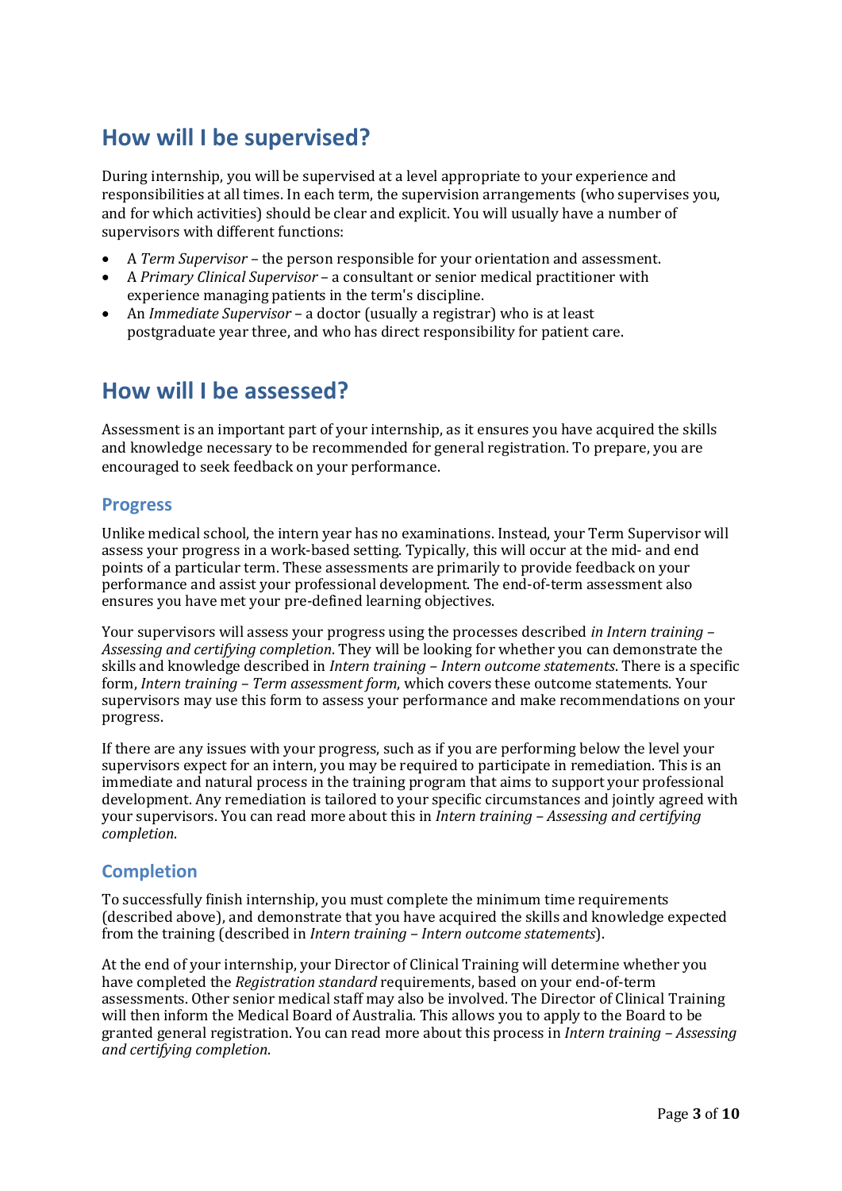## How will I be supervised?

During internship, you will be supervised at a level appropriate to your experience and responsibilities at all times. In each term, the supervision arrangements (who supervises you, and for which activities) should be clear and explicit. You will usually have a number of supervisors with different functions:

- A *Term Supervisor* – the person responsible for your orientation and assessment.
- A *Primary Clinical Supervisor* – a consultant or senior medical practitioner with experience managing patients in the term's discipline.
- An *Immediate Supervisor* – a doctor (usually a registrar) who is at least postgraduate year three, and who has direct responsibility for patient care.

## How will I be assessed?

Assessment is an important part of your internship, as it ensures you have acquired the skills and knowledge necessary to be recommended for general registration. To prepare, you are encouraged to seek feedback on your performance.

### Progress

Unlike medical school, the intern year has no examinations. Instead, your Term Supervisor will assess your progress in a work-based setting. Typically, this will occur at the mid- and end points of a particular term. These assessments are primarily to provide feedback on your performance and assist your professional development. The end-of-term assessment also ensures you have met your pre-defined learning objectives.

Your supervisors will assess your progress using the processes described *in Intern training – Assessing and certifying completion*. They will be looking for whether you can demonstrate the skills and knowledge described in *Intern training – Intern outcome statements*. There is a specific form, *Intern training – Term assessment form*, which covers these outcome statements. Your supervisors may use this form to assess your performance and make recommendations on your progress.

If there are any issues with your progress, such as if you are performing below the level your supervisors expect for an intern, you may be required to participate in remediation. This is an immediate and natural process in the training program that aims to support your professional development. Any remediation is tailored to your specific circumstances and jointly agreed with your supervisors. You can read more about this in *Intern training – Assessing and certifying completion*.

### Completion

To successfully finish internship, you must complete the minimum time requirements (described above), and demonstrate that you have acquired the skills and knowledge expected from the training (described in *Intern training – Intern outcome statements*).

At the end of your internship, your Director of Clinical Training will determine whether you have completed the *Registration standard* requirements, based on your end-of-term assessments. Other senior medical staff may also be involved. The Director of Clinical Training will then inform the Medical Board of Australia. This allows you to apply to the Board to be granted general registration. You can read more about this process in *Intern training – Assessing and certifying completion*.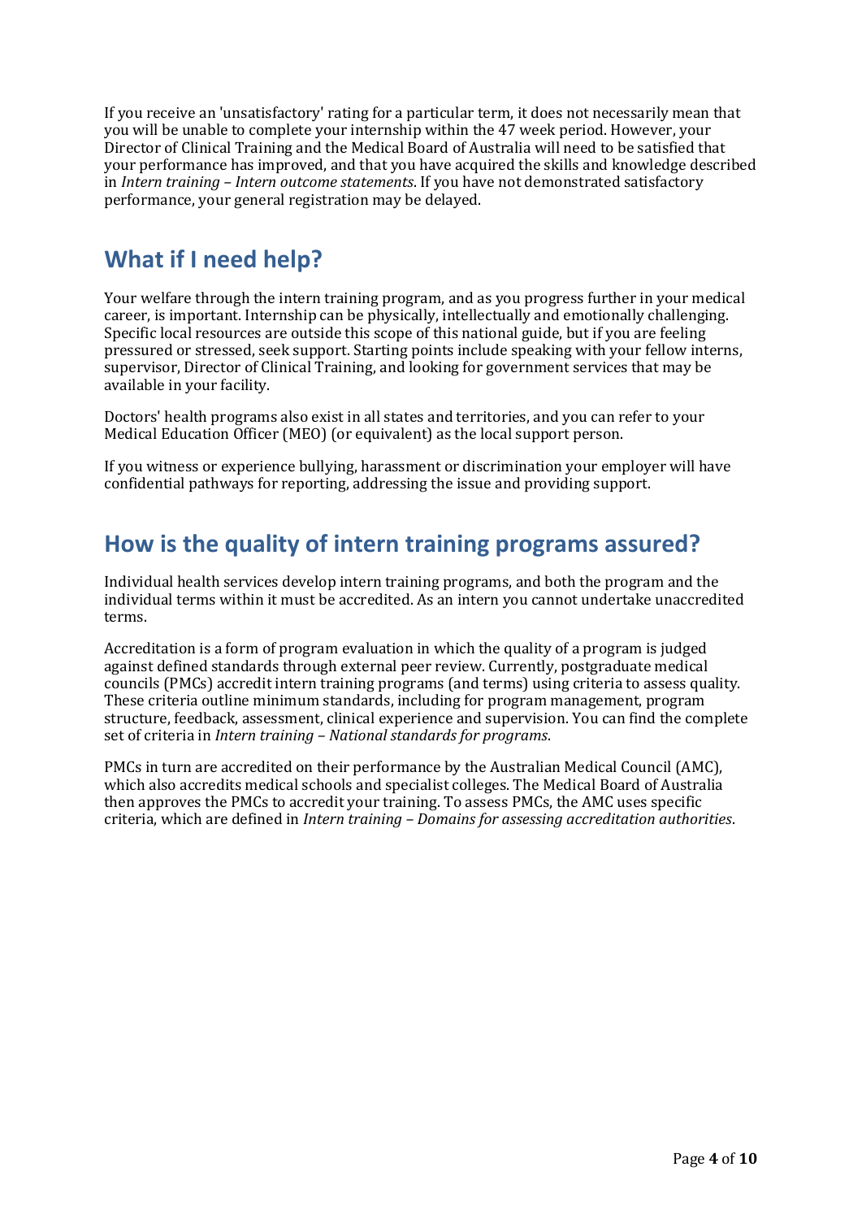If you receive an 'unsatisfactory' rating for a particular term, it does not necessarily mean that you will be unable to complete your internship within the 47 week period. However, your Director of Clinical Training and the Medical Board of Australia will need to be satisfied that your performance has improved, and that you have acquired the skills and knowledge described in *Intern training – Intern outcome statements*. If you have not demonstrated satisfactory performance, your general registration may be delayed.

## What if I need help?

Your welfare through the intern training program, and as you progress further in your medical career, is important. Internship can be physically, intellectually and emotionally challenging. Specific local resources are outside this scope of this national guide, but if you are feeling pressured or stressed, seek support. Starting points include speaking with your fellow interns, supervisor, Director of Clinical Training, and looking for government services that may be available in your facility.

Doctors' health programs also exist in all states and territories, and you can refer to your Medical Education Officer (MEO) (or equivalent) as the local support person.

If you witness or experience bullying, harassment or discrimination your employer will have confidential pathways for reporting, addressing the issue and providing support.

## How is the quality of intern training programs assured?

Individual health services develop intern training programs, and both the program and the individual terms within it must be accredited. As an intern you cannot undertake unaccredited terms.

Accreditation is a form of program evaluation in which the quality of a program is judged against defined standards through external peer review. Currently, postgraduate medical councils (PMCs) accredit intern training programs (and terms) using criteria to assess quality. These criteria outline minimum standards, including for program management, program structure, feedback, assessment, clinical experience and supervision. You can find the complete set of criteria in *Intern training – National standards for programs*.

PMCs in turn are accredited on their performance by the Australian Medical Council (AMC), which also accredits medical schools and specialist colleges. The Medical Board of Australia then approves the PMCs to accredit your training. To assess PMCs, the AMC uses specific criteria, which are defined in *Intern training – Domains for assessing accreditation authorities*.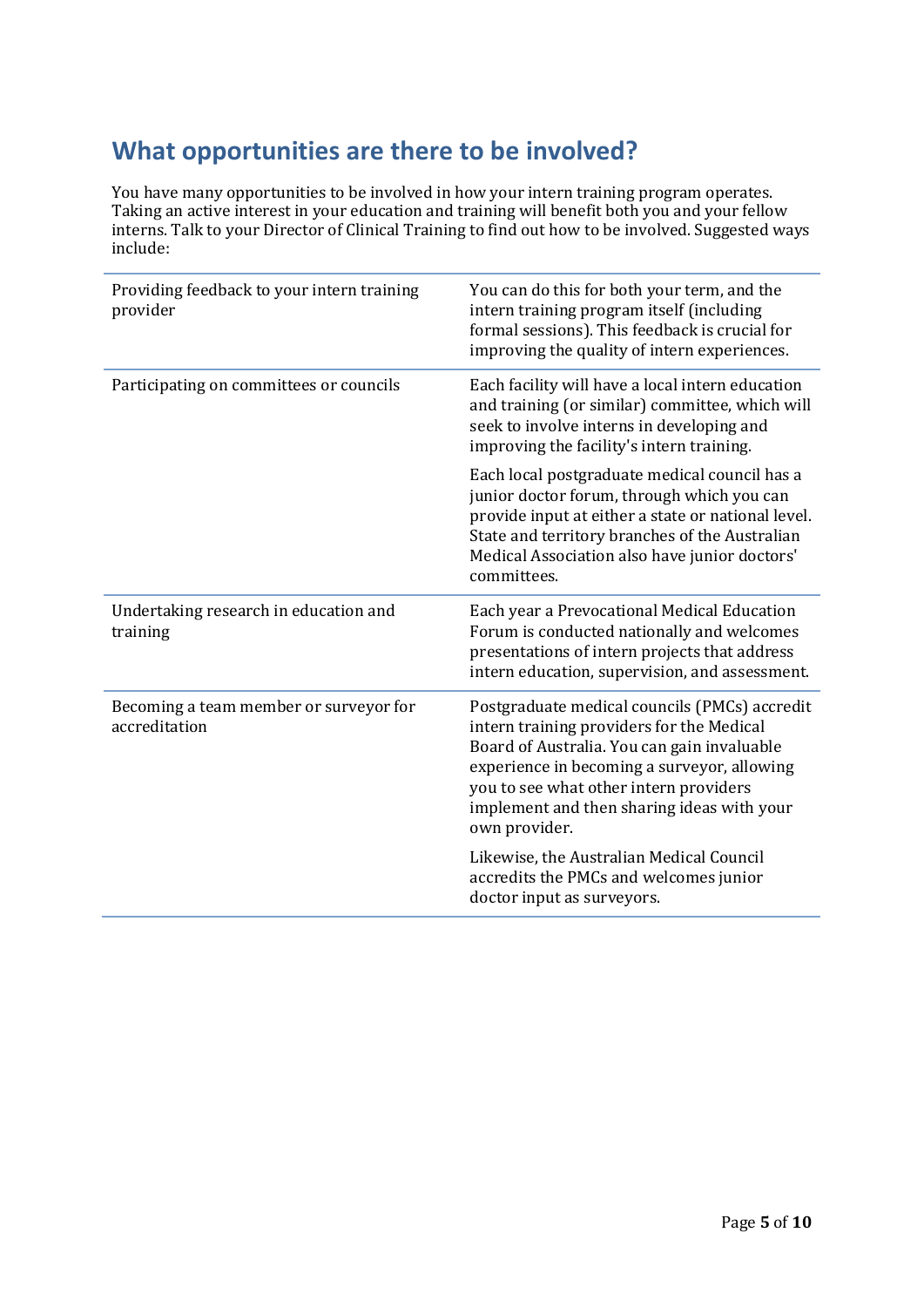## What opportunities are there to be involved?

You have many opportunities to be involved in how your intern training program operates. Taking an active interest in your education and training will benefit both you and your fellow interns. Talk to your Director of Clinical Training to find out how to be involved. Suggested ways include:

| | |
|---|---|
| Providing feedback to your intern training provider | You can do this for both your term, and the intern training program itself (including formal sessions). This feedback is crucial for improving the quality of intern experiences. |
| Participating on committees or councils | Each facility will have a local intern education and training (or similar) committee, which will seek to involve interns in developing and improving the facility's intern training.<br><br>Each local postgraduate medical council has a junior doctor forum, through which you can provide input at either a state or national level. State and territory branches of the Australian Medical Association also have junior doctors' committees. |
| Undertaking research in education and training | Each year a Prevocational Medical Education Forum is conducted nationally and welcomes presentations of intern projects that address intern education, supervision, and assessment. |
| Becoming a team member or surveyor for accreditation | Postgraduate medical councils (PMCs) accredit intern training providers for the Medical Board of Australia. You can gain invaluable experience in becoming a surveyor, allowing you to see what other intern providers implement and then sharing ideas with your own provider.<br><br>Likewise, the Australian Medical Council accredits the PMCs and welcomes junior doctor input as surveyors. |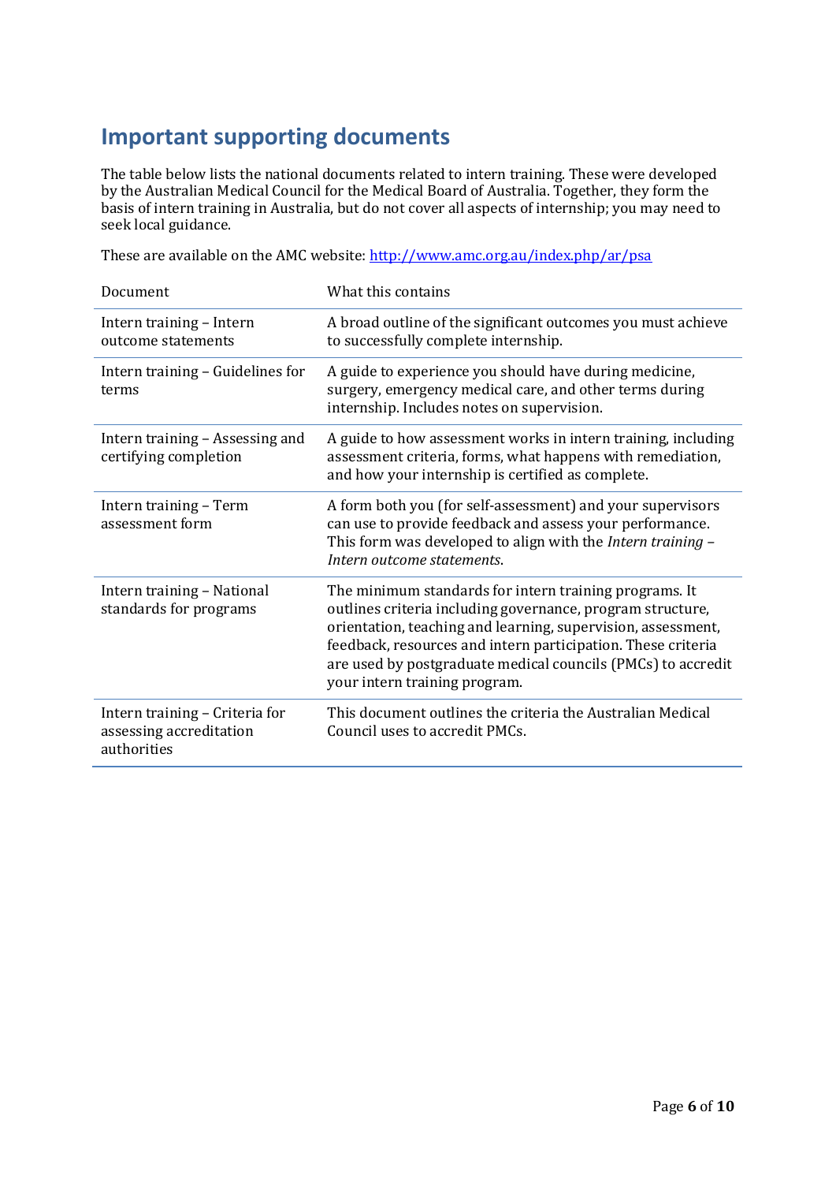## Important supporting documents

The table below lists the national documents related to intern training. These were developed by the Australian Medical Council for the Medical Board of Australia. Together, they form the basis of intern training in Australia, but do not cover all aspects of internship; you may need to seek local guidance.

These are available on the AMC website: [http://www.amc.org.au/index.php/ar/psa](http://www.amc.org.au/index.php/ar/psa)

| Document | What this contains |
|---|---|
| Intern training – Intern outcome statements | A broad outline of the significant outcomes you must achieve to successfully complete internship. |
| Intern training – Guidelines for terms | A guide to experience you should have during medicine, surgery, emergency medical care, and other terms during internship. Includes notes on supervision. |
| Intern training – Assessing and certifying completion | A guide to how assessment works in intern training, including assessment criteria, forms, what happens with remediation, and how your internship is certified as complete. |
| Intern training – Term assessment form | A form both you (for self-assessment) and your supervisors can use to provide feedback and assess your performance. This form was developed to align with the *Intern training – Intern outcome statements*. |
| Intern training – National standards for programs | The minimum standards for intern training programs. It outlines criteria including governance, program structure, orientation, teaching and learning, supervision, assessment, feedback, resources and intern participation. These criteria are used by postgraduate medical councils (PMCs) to accredit your intern training program. |
| Intern training – Criteria for assessing accreditation authorities | This document outlines the criteria the Australian Medical Council uses to accredit PMCs. |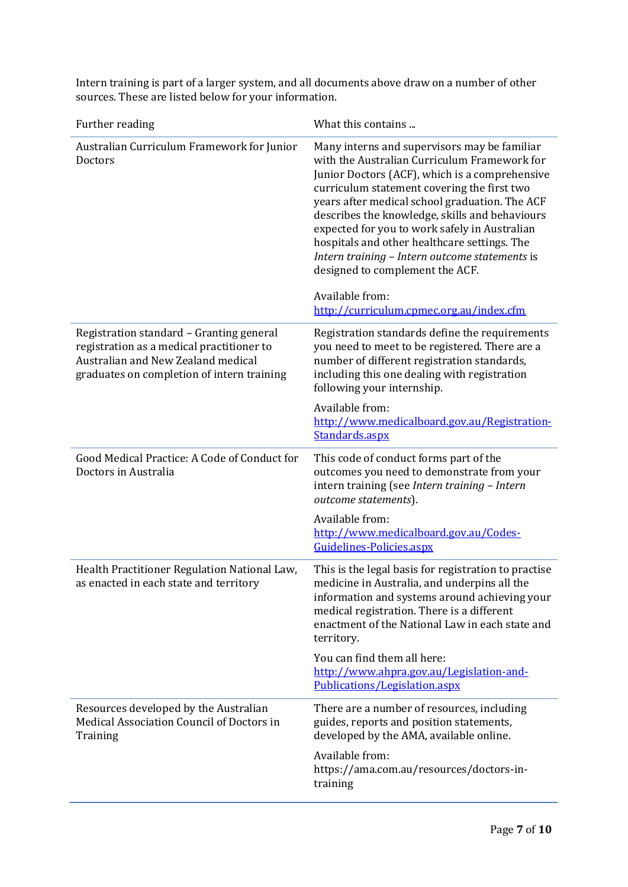Intern training is part of a larger system, and all documents above draw on a number of other sources. These are listed below for your information.

| Further reading | What this contains ... |
| --- | --- |
| Australian Curriculum Framework for Junior Doctors | Many interns and supervisors may be familiar with the Australian Curriculum Framework for Junior Doctors (ACF), which is a comprehensive curriculum statement covering the first two years after medical school graduation. The ACF describes the knowledge, skills and behaviours expected for you to work safely in Australian hospitals and other healthcare settings. The *Intern training – Intern outcome statements* is designed to complement the ACF.<br><br>Available from: [http://curriculum.cpmec.org.au/index.cfm](http://curriculum.cpmec.org.au/index.cfm) |
| Registration standard – Granting general registration as a medical practitioner to Australian and New Zealand medical graduates on completion of intern training | Registration standards define the requirements you need to meet to be registered. There are a number of different registration standards, including this one dealing with registration following your internship.<br><br>Available from: [http://www.medicalboard.gov.au/Registration-Standards.aspx](http://www.medicalboard.gov.au/Registration-Standards.aspx) |
| Good Medical Practice: A Code of Conduct for Doctors in Australia | This code of conduct forms part of the outcomes you need to demonstrate from your intern training (see *Intern training – Intern outcome statements*).<br><br>Available from: [http://www.medicalboard.gov.au/Codes-Guidelines-Policies.aspx](http://www.medicalboard.gov.au/Codes-Guidelines-Policies.aspx) |
| Health Practitioner Regulation National Law, as enacted in each state and territory | This is the legal basis for registration to practise medicine in Australia, and underpins all the information and systems around achieving your medical registration. There is a different enactment of the National Law in each state and territory.<br><br>You can find them all here: [http://www.ahpra.gov.au/Legislation-and-Publications/Legislation.aspx](http://www.ahpra.gov.au/Legislation-and-Publications/Legislation.aspx) |
| Resources developed by the Australian Medical Association Council of Doctors in Training | There are a number of resources, including guides, reports and position statements, developed by the AMA, available online.<br><br>Available from: https://ama.com.au/resources/doctors-in-training |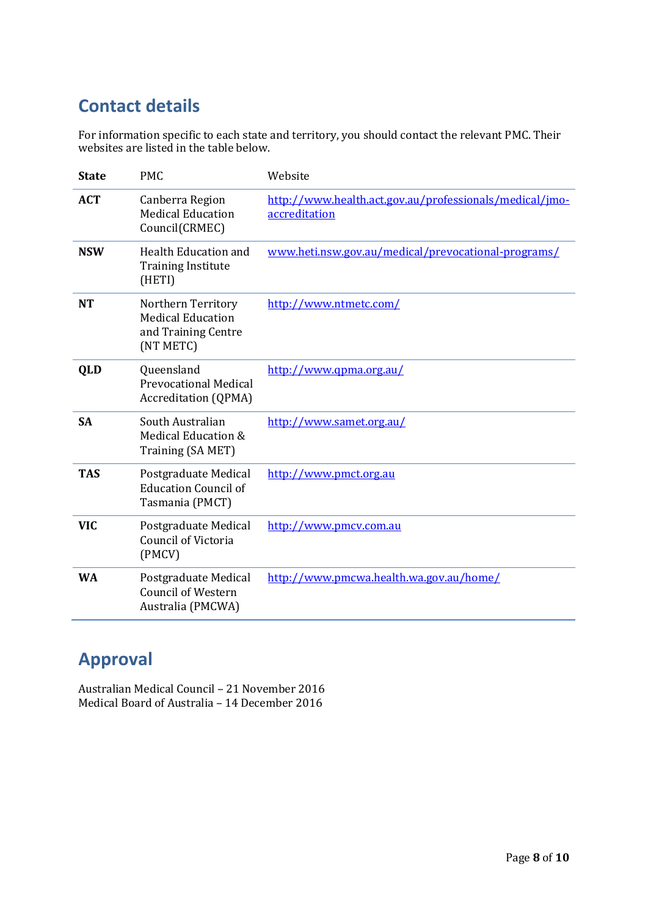## Contact details

For information specific to each state and territory, you should contact the relevant PMC. Their websites are listed in the table below.

| State | PMC | Website |
|---|---|---|
| **ACT** | Canberra Region Medical Education Council(CRMEC) | http://www.health.act.gov.au/professionals/medical/jmo-accreditation |
| **NSW** | Health Education and Training Institute (HETI) | www.heti.nsw.gov.au/medical/prevocational-programs/ |
| **NT** | Northern Territory Medical Education and Training Centre (NT METC) | http://www.ntmetc.com/ |
| **QLD** | Queensland Prevocational Medical Accreditation (QPMA) | http://www.qpma.org.au/ |
| **SA** | South Australian Medical Education & Training (SA MET) | http://www.samet.org.au/ |
| **TAS** | Postgraduate Medical Education Council of Tasmania (PMCT) | http://www.pmct.org.au |
| **VIC** | Postgraduate Medical Council of Victoria (PMCV) | http://www.pmcv.com.au |
| **WA** | Postgraduate Medical Council of Western Australia (PMCWA) | http://www.pmcwa.health.wa.gov.au/home/ |

## Approval

Australian Medical Council – 21 November 2016
Medical Board of Australia – 14 December 2016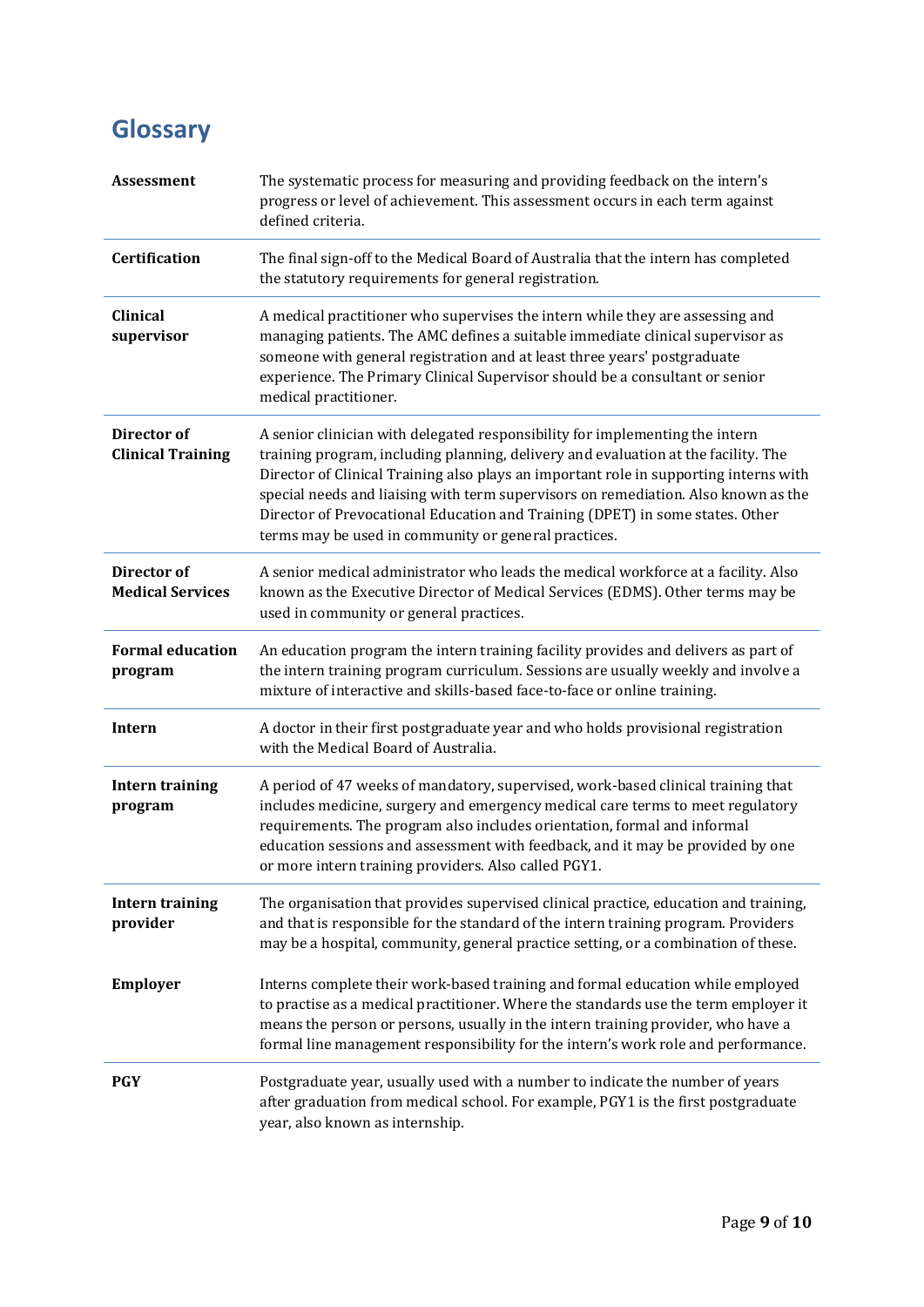## Glossary

| Term | Definition |
|---|---|
| **Assessment** | The systematic process for measuring and providing feedback on the intern's progress or level of achievement. This assessment occurs in each term against defined criteria. |
| **Certification** | The final sign-off to the Medical Board of Australia that the intern has completed the statutory requirements for general registration. |
| **Clinical supervisor** | A medical practitioner who supervises the intern while they are assessing and managing patients. The AMC defines a suitable immediate clinical supervisor as someone with general registration and at least three years' postgraduate experience. The Primary Clinical Supervisor should be a consultant or senior medical practitioner. |
| **Director of Clinical Training** | A senior clinician with delegated responsibility for implementing the intern training program, including planning, delivery and evaluation at the facility. The Director of Clinical Training also plays an important role in supporting interns with special needs and liaising with term supervisors on remediation. Also known as the Director of Prevocational Education and Training (DPET) in some states. Other terms may be used in community or general practices. |
| **Director of Medical Services** | A senior medical administrator who leads the medical workforce at a facility. Also known as the Executive Director of Medical Services (EDMS). Other terms may be used in community or general practices. |
| **Formal education program** | An education program the intern training facility provides and delivers as part of the intern training program curriculum. Sessions are usually weekly and involve a mixture of interactive and skills-based face-to-face or online training. |
| **Intern** | A doctor in their first postgraduate year and who holds provisional registration with the Medical Board of Australia. |
| **Intern training program** | A period of 47 weeks of mandatory, supervised, work-based clinical training that includes medicine, surgery and emergency medical care terms to meet regulatory requirements. The program also includes orientation, formal and informal education sessions and assessment with feedback, and it may be provided by one or more intern training providers. Also called PGY1. |
| **Intern training provider** | The organisation that provides supervised clinical practice, education and training, and that is responsible for the standard of the intern training program. Providers may be a hospital, community, general practice setting, or a combination of these. |
| **Employer** | Interns complete their work-based training and formal education while employed to practise as a medical practitioner. Where the standards use the term employer it means the person or persons, usually in the intern training provider, who have a formal line management responsibility for the intern's work role and performance. |
| **PGY** | Postgraduate year, usually used with a number to indicate the number of years after graduation from medical school. For example, PGY1 is the first postgraduate year, also known as internship. |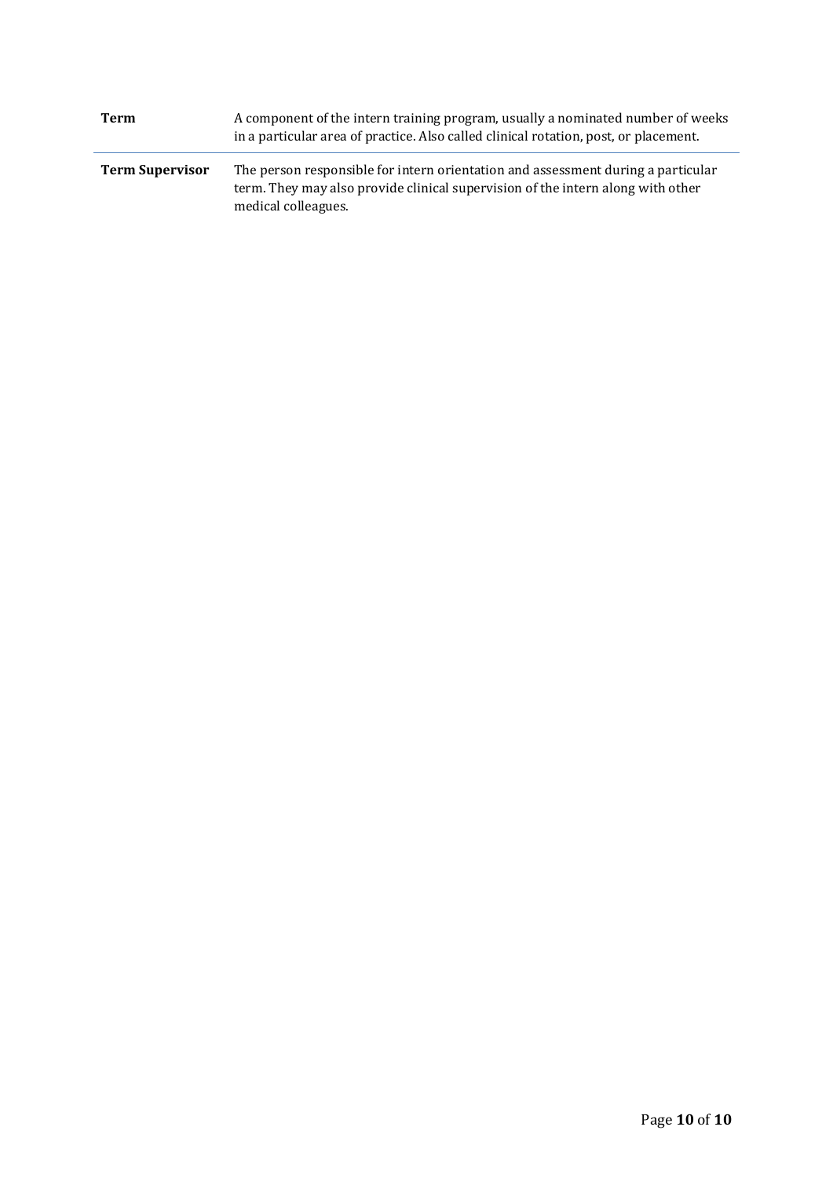| | |
|---|---|
| **Term** | A component of the intern training program, usually a nominated number of weeks in a particular area of practice. Also called clinical rotation, post, or placement. |
| **Term Supervisor** | The person responsible for intern orientation and assessment during a particular term. They may also provide clinical supervision of the intern along with other medical colleagues. |